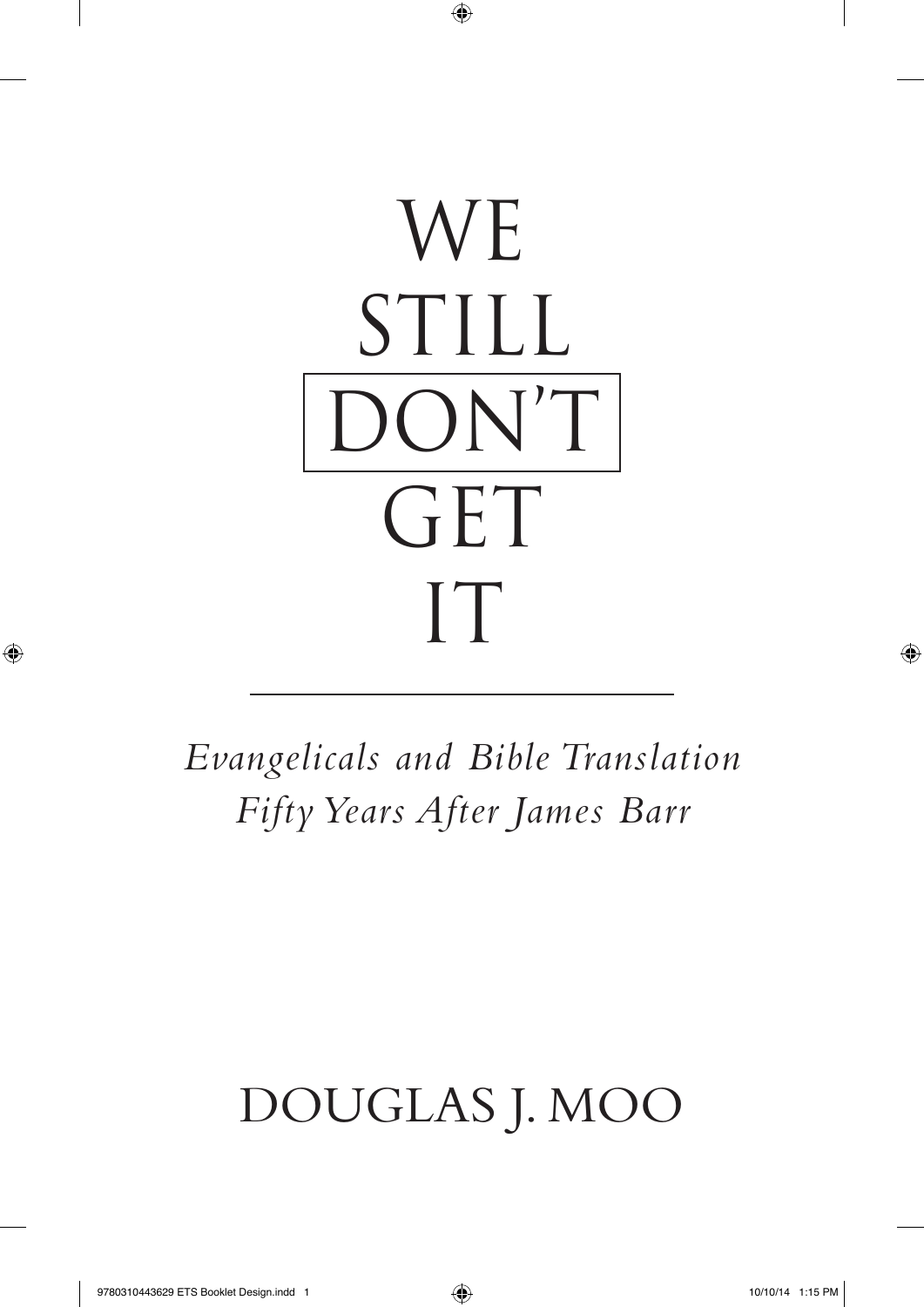# WE STILL DON'T GET IT

*Evangelicals and Bible Translation Fifty Years After James Barr*

DOUGLAS J. MOO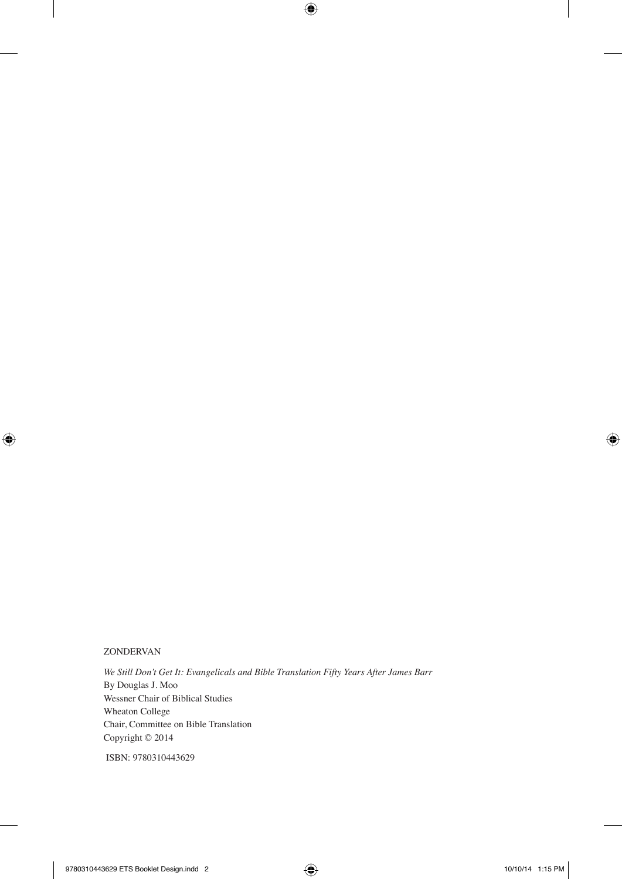ZONDERVAN

*We Still Don't Get It: Evangelicals and Bible Translation Fifty Years After James Barr*
By Douglas J. Moo
Wessner Chair of Biblical Studies
Wheaton College
Chair, Committee on Bible Translation
Copyright © 2014

ISBN: 9780310443629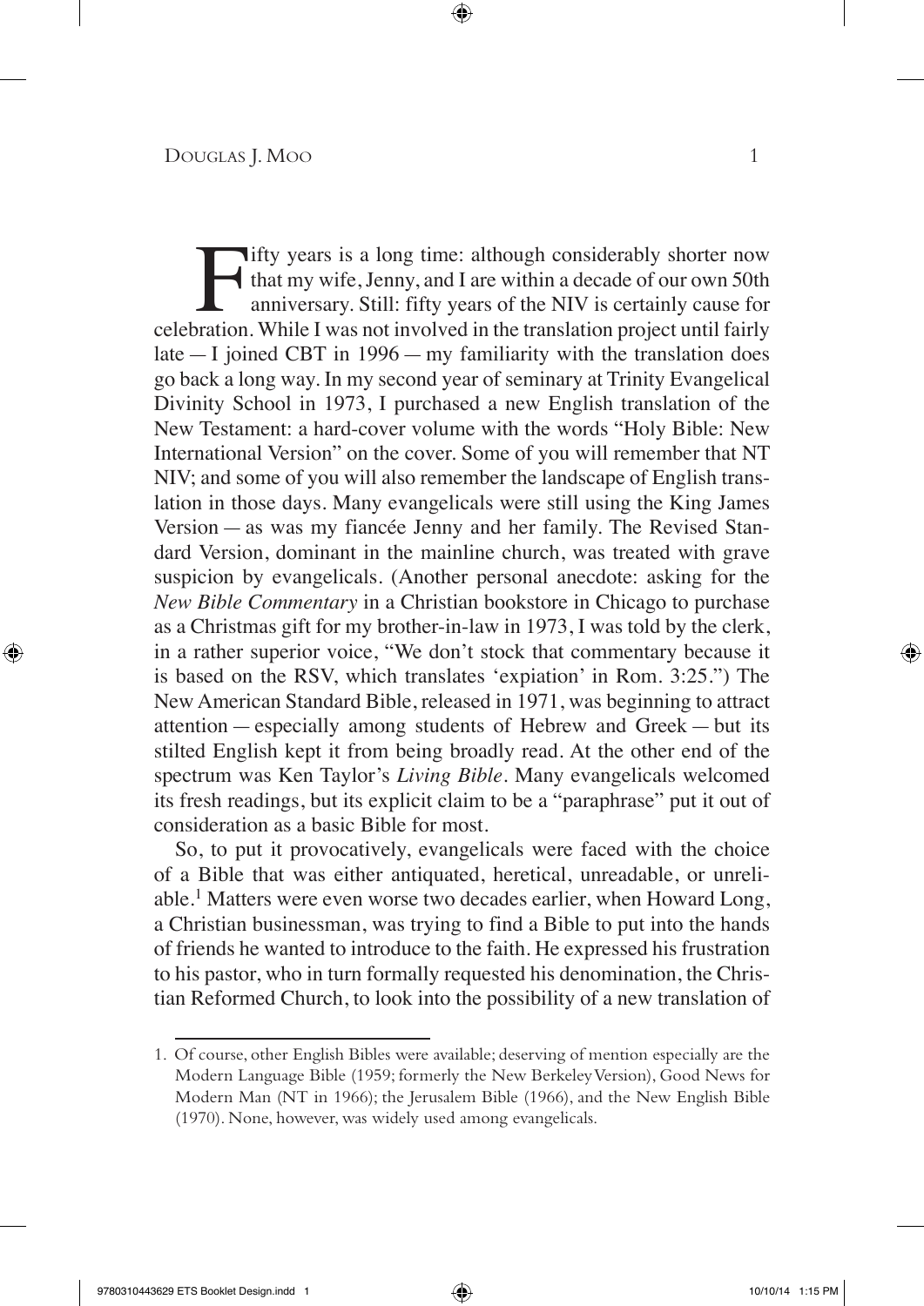Fifty years is a long time: although considerably shorter now that my wife, Jenny, and I are within a decade of our own 50th anniversary. Still: fifty years of the NIV is certainly cause for celebration. While I was not involved in the translation project until fairly late — I joined CBT in 1996 — my familiarity with the translation does go back a long way. In my second year of seminary at Trinity Evangelical Divinity School in 1973, I purchased a new English translation of the New Testament: a hard-cover volume with the words "Holy Bible: New International Version" on the cover. Some of you will remember that NT NIV; and some of you will also remember the landscape of English translation in those days. Many evangelicals were still using the King James Version — as was my fiancée Jenny and her family. The Revised Standard Version, dominant in the mainline church, was treated with grave suspicion by evangelicals. (Another personal anecdote: asking for the *New Bible Commentary* in a Christian bookstore in Chicago to purchase as a Christmas gift for my brother-in-law in 1973, I was told by the clerk, in a rather superior voice, "We don't stock that commentary because it is based on the RSV, which translates 'expiation' in Rom. 3:25.") The New American Standard Bible, released in 1971, was beginning to attract attention — especially among students of Hebrew and Greek — but its stilted English kept it from being broadly read. At the other end of the spectrum was Ken Taylor's *Living Bible*. Many evangelicals welcomed its fresh readings, but its explicit claim to be a "paraphrase" put it out of consideration as a basic Bible for most.

So, to put it provocatively, evangelicals were faced with the choice of a Bible that was either antiquated, heretical, unreadable, or unreliable.[1] Matters were even worse two decades earlier, when Howard Long, a Christian businessman, was trying to find a Bible to put into the hands of friends he wanted to introduce to the faith. He expressed his frustration to his pastor, who in turn formally requested his denomination, the Christian Reformed Church, to look into the possibility of a new translation of

---

1. Of course, other English Bibles were available; deserving of mention especially are the Modern Language Bible (1959; formerly the New Berkeley Version), Good News for Modern Man (NT in 1966); the Jerusalem Bible (1966), and the New English Bible (1970). None, however, was widely used among evangelicals.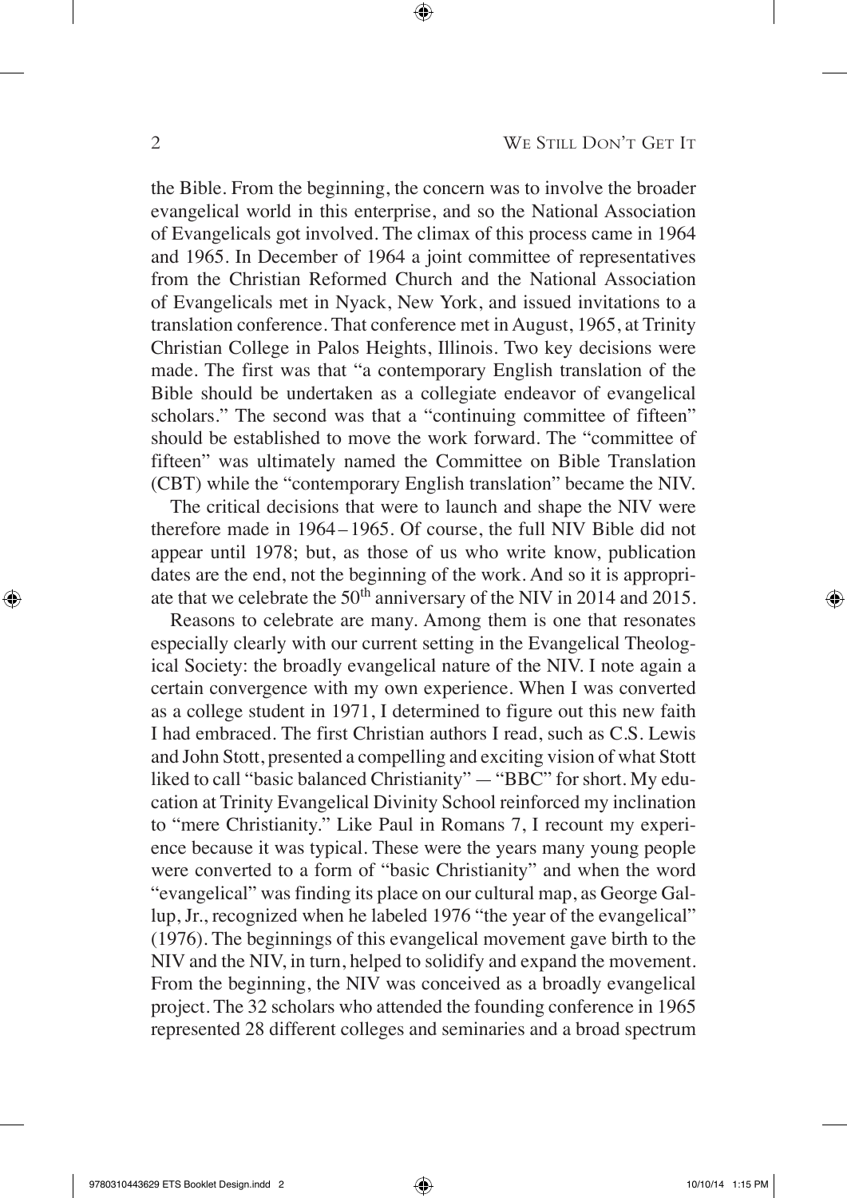the Bible. From the beginning, the concern was to involve the broader evangelical world in this enterprise, and so the National Association of Evangelicals got involved. The climax of this process came in 1964 and 1965. In December of 1964 a joint committee of representatives from the Christian Reformed Church and the National Association of Evangelicals met in Nyack, New York, and issued invitations to a translation conference. That conference met in August, 1965, at Trinity Christian College in Palos Heights, Illinois. Two key decisions were made. The first was that "a contemporary English translation of the Bible should be undertaken as a collegiate endeavor of evangelical scholars." The second was that a "continuing committee of fifteen" should be established to move the work forward. The "committee of fifteen" was ultimately named the Committee on Bible Translation (CBT) while the "contemporary English translation" became the NIV.

The critical decisions that were to launch and shape the NIV were therefore made in 1964–1965. Of course, the full NIV Bible did not appear until 1978; but, as those of us who write know, publication dates are the end, not the beginning of the work. And so it is appropriate that we celebrate the 50th anniversary of the NIV in 2014 and 2015.

Reasons to celebrate are many. Among them is one that resonates especially clearly with our current setting in the Evangelical Theological Society: the broadly evangelical nature of the NIV. I note again a certain convergence with my own experience. When I was converted as a college student in 1971, I determined to figure out this new faith I had embraced. The first Christian authors I read, such as C.S. Lewis and John Stott, presented a compelling and exciting vision of what Stott liked to call "basic balanced Christianity" — "BBC" for short. My education at Trinity Evangelical Divinity School reinforced my inclination to "mere Christianity." Like Paul in Romans 7, I recount my experience because it was typical. These were the years many young people were converted to a form of "basic Christianity" and when the word "evangelical" was finding its place on our cultural map, as George Gallup, Jr., recognized when he labeled 1976 "the year of the evangelical" (1976). The beginnings of this evangelical movement gave birth to the NIV and the NIV, in turn, helped to solidify and expand the movement. From the beginning, the NIV was conceived as a broadly evangelical project. The 32 scholars who attended the founding conference in 1965 represented 28 different colleges and seminaries and a broad spectrum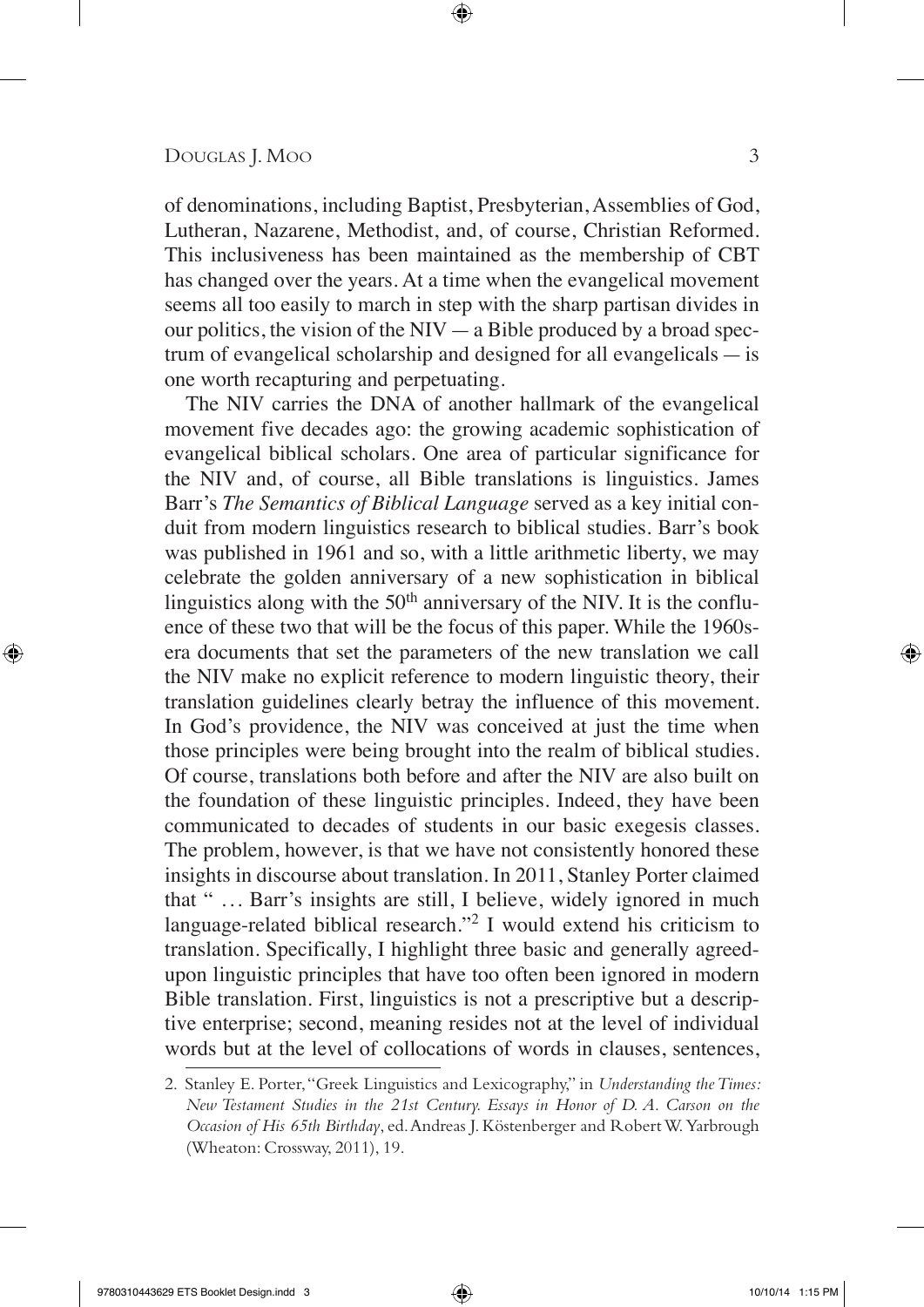of denominations, including Baptist, Presbyterian, Assemblies of God, Lutheran, Nazarene, Methodist, and, of course, Christian Reformed. This inclusiveness has been maintained as the membership of CBT has changed over the years. At a time when the evangelical movement seems all too easily to march in step with the sharp partisan divides in our politics, the vision of the NIV — a Bible produced by a broad spectrum of evangelical scholarship and designed for all evangelicals — is one worth recapturing and perpetuating.

The NIV carries the DNA of another hallmark of the evangelical movement five decades ago: the growing academic sophistication of evangelical biblical scholars. One area of particular significance for the NIV and, of course, all Bible translations is linguistics. James Barr's *The Semantics of Biblical Language* served as a key initial conduit from modern linguistics research to biblical studies. Barr's book was published in 1961 and so, with a little arithmetic liberty, we may celebrate the golden anniversary of a new sophistication in biblical linguistics along with the 50th anniversary of the NIV. It is the confluence of these two that will be the focus of this paper. While the 1960s-era documents that set the parameters of the new translation we call the NIV make no explicit reference to modern linguistic theory, their translation guidelines clearly betray the influence of this movement. In God's providence, the NIV was conceived at just the time when those principles were being brought into the realm of biblical studies. Of course, translations both before and after the NIV are also built on the foundation of these linguistic principles. Indeed, they have been communicated to decades of students in our basic exegesis classes. The problem, however, is that we have not consistently honored these insights in discourse about translation. In 2011, Stanley Porter claimed that " … Barr's insights are still, I believe, widely ignored in much language-related biblical research."[2] I would extend his criticism to translation. Specifically, I highlight three basic and generally agreed-upon linguistic principles that have too often been ignored in modern Bible translation. First, linguistics is not a prescriptive but a descriptive enterprise; second, meaning resides not at the level of individual words but at the level of collocations of words in clauses, sentences,

2. Stanley E. Porter, "Greek Linguistics and Lexicography," in *Understanding the Times: New Testament Studies in the 21st Century. Essays in Honor of D. A. Carson on the Occasion of His 65th Birthday*, ed. Andreas J. Köstenberger and Robert W. Yarbrough (Wheaton: Crossway, 2011), 19.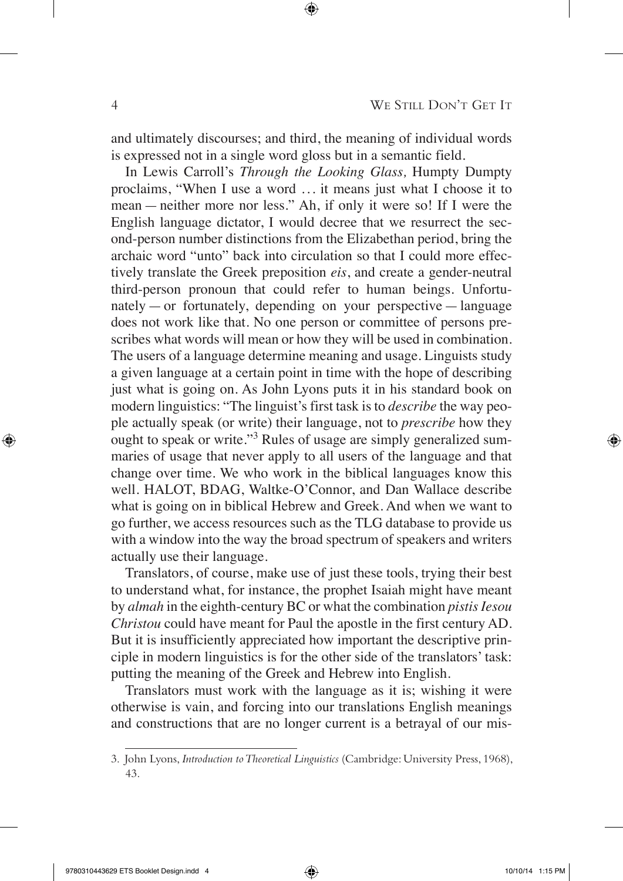and ultimately discourses; and third, the meaning of individual words is expressed not in a single word gloss but in a semantic field.

In Lewis Carroll's *Through the Looking Glass,* Humpty Dumpty proclaims, "When I use a word … it means just what I choose it to mean — neither more nor less." Ah, if only it were so! If I were the English language dictator, I would decree that we resurrect the second-person number distinctions from the Elizabethan period, bring the archaic word "unto" back into circulation so that I could more effectively translate the Greek preposition *eis*, and create a gender-neutral third-person pronoun that could refer to human beings. Unfortunately — or fortunately, depending on your perspective — language does not work like that. No one person or committee of persons prescribes what words will mean or how they will be used in combination. The users of a language determine meaning and usage. Linguists study a given language at a certain point in time with the hope of describing just what is going on. As John Lyons puts it in his standard book on modern linguistics: "The linguist's first task is to *describe* the way people actually speak (or write) their language, not to *prescribe* how they ought to speak or write."[3] Rules of usage are simply generalized summaries of usage that never apply to all users of the language and that change over time. We who work in the biblical languages know this well. HALOT, BDAG, Waltke-O'Connor, and Dan Wallace describe what is going on in biblical Hebrew and Greek. And when we want to go further, we access resources such as the TLG database to provide us with a window into the way the broad spectrum of speakers and writers actually use their language.

Translators, of course, make use of just these tools, trying their best to understand what, for instance, the prophet Isaiah might have meant by *almah* in the eighth-century BC or what the combination *pistis Iesou Christou* could have meant for Paul the apostle in the first century AD. But it is insufficiently appreciated how important the descriptive principle in modern linguistics is for the other side of the translators' task: putting the meaning of the Greek and Hebrew into English.

Translators must work with the language as it is; wishing it were otherwise is vain, and forcing into our translations English meanings and constructions that are no longer current is a betrayal of our mis-

3. John Lyons, *Introduction to Theoretical Linguistics* (Cambridge: University Press, 1968), 43.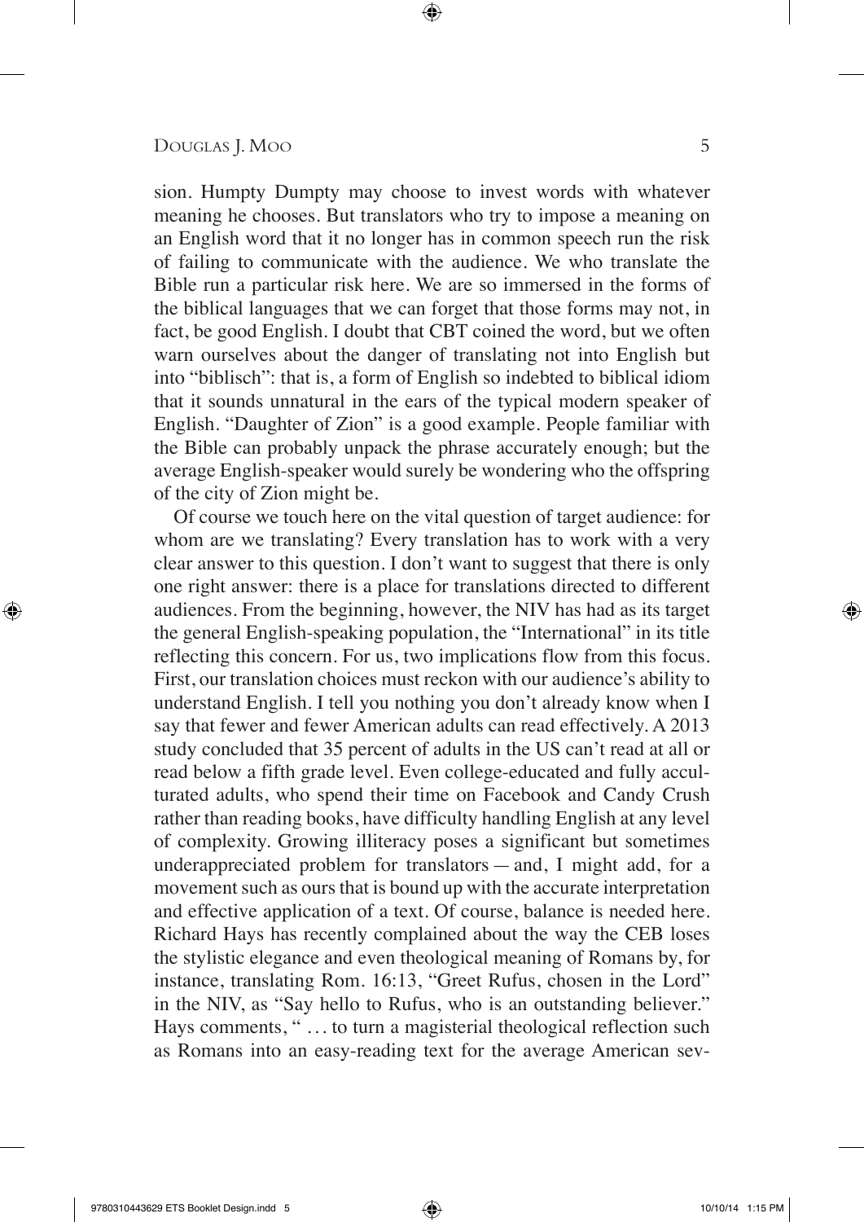sion. Humpty Dumpty may choose to invest words with whatever meaning he chooses. But translators who try to impose a meaning on an English word that it no longer has in common speech run the risk of failing to communicate with the audience. We who translate the Bible run a particular risk here. We are so immersed in the forms of the biblical languages that we can forget that those forms may not, in fact, be good English. I doubt that CBT coined the word, but we often warn ourselves about the danger of translating not into English but into "biblisch": that is, a form of English so indebted to biblical idiom that it sounds unnatural in the ears of the typical modern speaker of English. "Daughter of Zion" is a good example. People familiar with the Bible can probably unpack the phrase accurately enough; but the average English-speaker would surely be wondering who the offspring of the city of Zion might be.

Of course we touch here on the vital question of target audience: for whom are we translating? Every translation has to work with a very clear answer to this question. I don't want to suggest that there is only one right answer: there is a place for translations directed to different audiences. From the beginning, however, the NIV has had as its target the general English-speaking population, the "International" in its title reflecting this concern. For us, two implications flow from this focus. First, our translation choices must reckon with our audience's ability to understand English. I tell you nothing you don't already know when I say that fewer and fewer American adults can read effectively. A 2013 study concluded that 35 percent of adults in the US can't read at all or read below a fifth grade level. Even college-educated and fully acculturated adults, who spend their time on Facebook and Candy Crush rather than reading books, have difficulty handling English at any level of complexity. Growing illiteracy poses a significant but sometimes underappreciated problem for translators — and, I might add, for a movement such as ours that is bound up with the accurate interpretation and effective application of a text. Of course, balance is needed here. Richard Hays has recently complained about the way the CEB loses the stylistic elegance and even theological meaning of Romans by, for instance, translating Rom. 16:13, "Greet Rufus, chosen in the Lord" in the NIV, as "Say hello to Rufus, who is an outstanding believer." Hays comments, " … to turn a magisterial theological reflection such as Romans into an easy-reading text for the average American sev-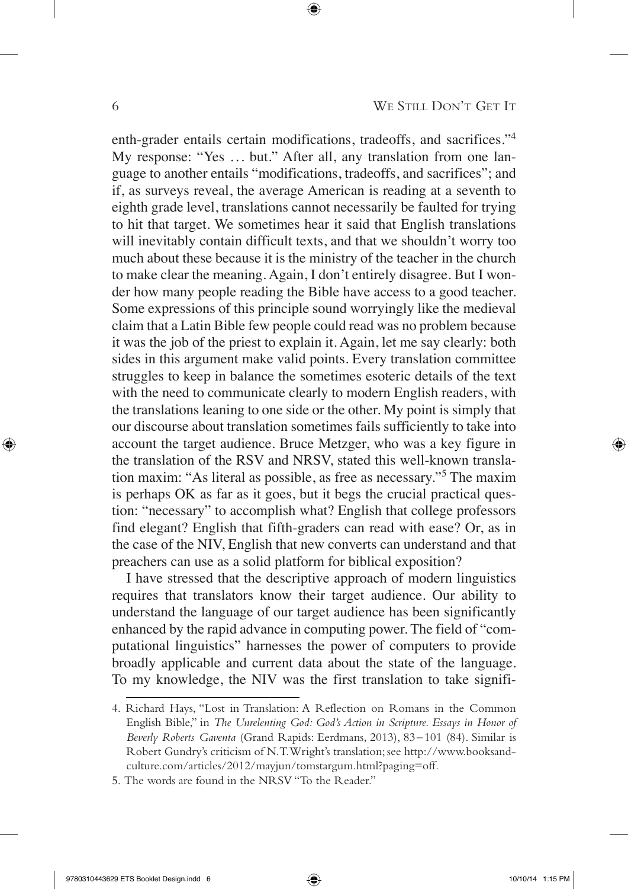enth-grader entails certain modifications, tradeoffs, and sacrifices."[4] My response: "Yes … but." After all, any translation from one language to another entails "modifications, tradeoffs, and sacrifices"; and if, as surveys reveal, the average American is reading at a seventh to eighth grade level, translations cannot necessarily be faulted for trying to hit that target. We sometimes hear it said that English translations will inevitably contain difficult texts, and that we shouldn't worry too much about these because it is the ministry of the teacher in the church to make clear the meaning. Again, I don't entirely disagree. But I wonder how many people reading the Bible have access to a good teacher. Some expressions of this principle sound worryingly like the medieval claim that a Latin Bible few people could read was no problem because it was the job of the priest to explain it. Again, let me say clearly: both sides in this argument make valid points. Every translation committee struggles to keep in balance the sometimes esoteric details of the text with the need to communicate clearly to modern English readers, with the translations leaning to one side or the other. My point is simply that our discourse about translation sometimes fails sufficiently to take into account the target audience. Bruce Metzger, who was a key figure in the translation of the RSV and NRSV, stated this well-known translation maxim: "As literal as possible, as free as necessary."[5] The maxim is perhaps OK as far as it goes, but it begs the crucial practical question: "necessary" to accomplish what? English that college professors find elegant? English that fifth-graders can read with ease? Or, as in the case of the NIV, English that new converts can understand and that preachers can use as a solid platform for biblical exposition?

I have stressed that the descriptive approach of modern linguistics requires that translators know their target audience. Our ability to understand the language of our target audience has been significantly enhanced by the rapid advance in computing power. The field of "computational linguistics" harnesses the power of computers to provide broadly applicable and current data about the state of the language. To my knowledge, the NIV was the first translation to take signifi-

---

4. Richard Hays, "Lost in Translation: A Reflection on Romans in the Common English Bible," in *The Unrelenting God: God's Action in Scripture. Essays in Honor of Beverly Roberts Gaventa* (Grand Rapids: Eerdmans, 2013), 83–101 (84). Similar is Robert Gundry's criticism of N.T. Wright's translation; see http://www.booksandculture.com/articles/2012/mayjun/tomstargum.html?paging=off.

5. The words are found in the NRSV "To the Reader."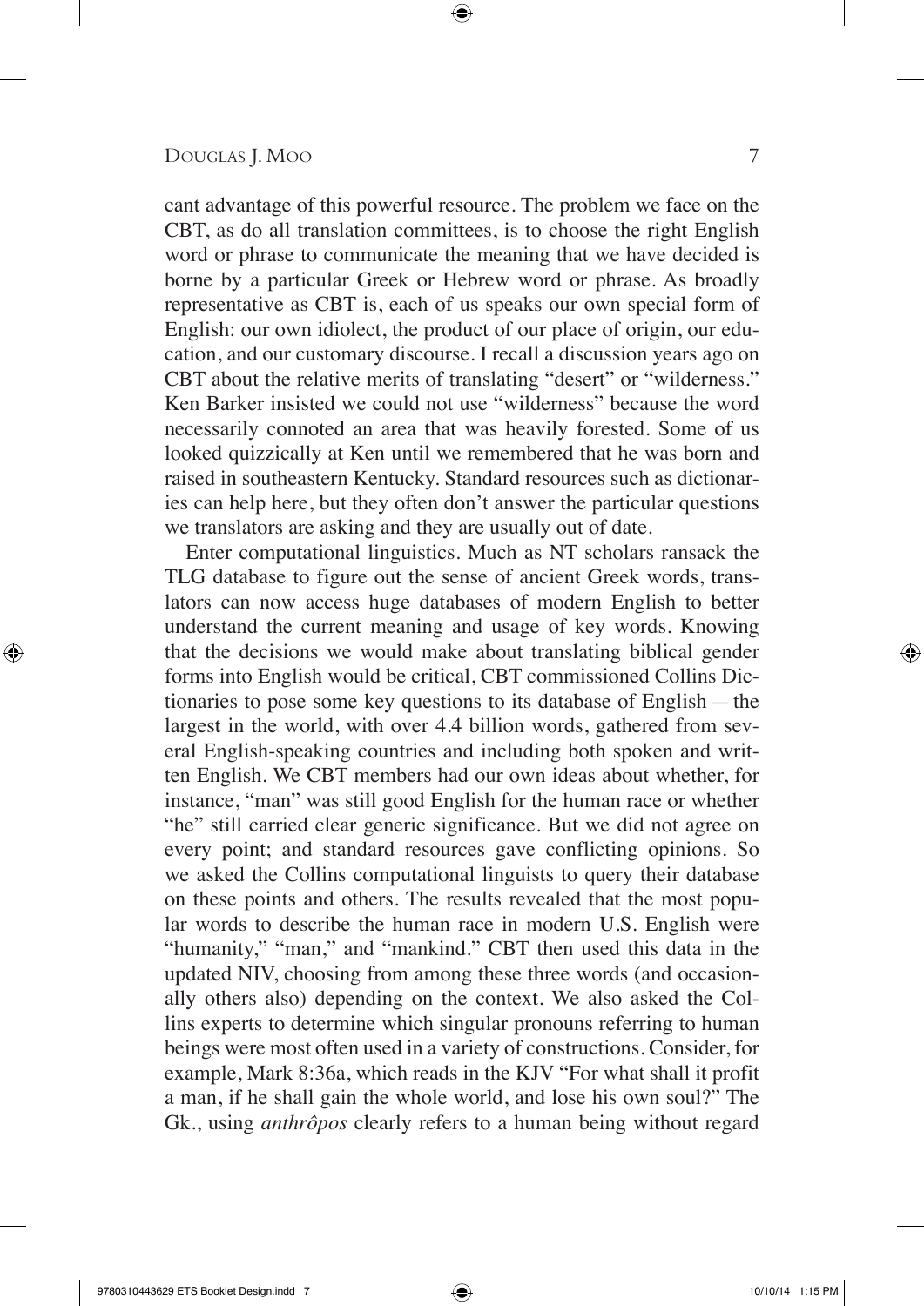cant advantage of this powerful resource. The problem we face on the CBT, as do all translation committees, is to choose the right English word or phrase to communicate the meaning that we have decided is borne by a particular Greek or Hebrew word or phrase. As broadly representative as CBT is, each of us speaks our own special form of English: our own idiolect, the product of our place of origin, our education, and our customary discourse. I recall a discussion years ago on CBT about the relative merits of translating "desert" or "wilderness." Ken Barker insisted we could not use "wilderness" because the word necessarily connoted an area that was heavily forested. Some of us looked quizzically at Ken until we remembered that he was born and raised in southeastern Kentucky. Standard resources such as dictionaries can help here, but they often don't answer the particular questions we translators are asking and they are usually out of date.

Enter computational linguistics. Much as NT scholars ransack the TLG database to figure out the sense of ancient Greek words, translators can now access huge databases of modern English to better understand the current meaning and usage of key words. Knowing that the decisions we would make about translating biblical gender forms into English would be critical, CBT commissioned Collins Dictionaries to pose some key questions to its database of English — the largest in the world, with over 4.4 billion words, gathered from several English-speaking countries and including both spoken and written English. We CBT members had our own ideas about whether, for instance, "man" was still good English for the human race or whether "he" still carried clear generic significance. But we did not agree on every point; and standard resources gave conflicting opinions. So we asked the Collins computational linguists to query their database on these points and others. The results revealed that the most popular words to describe the human race in modern U.S. English were "humanity," "man," and "mankind." CBT then used this data in the updated NIV, choosing from among these three words (and occasionally others also) depending on the context. We also asked the Collins experts to determine which singular pronouns referring to human beings were most often used in a variety of constructions. Consider, for example, Mark 8:36a, which reads in the KJV "For what shall it profit a man, if he shall gain the whole world, and lose his own soul?" The Gk., using *anthrôpos* clearly refers to a human being without regard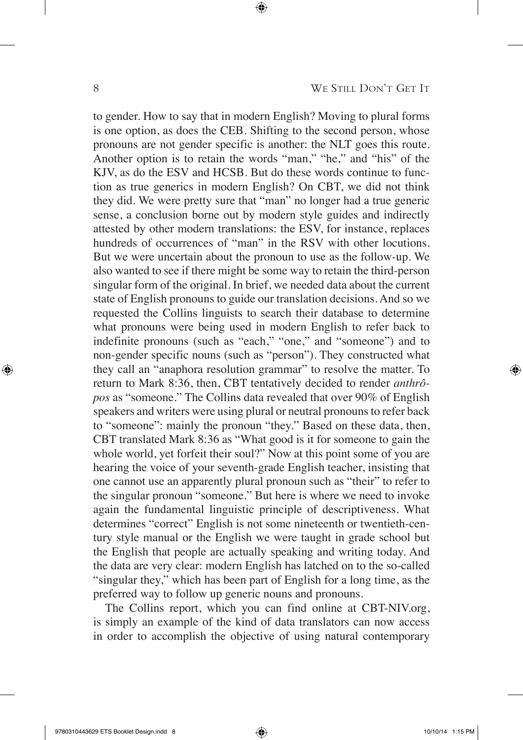to gender. How to say that in modern English? Moving to plural forms is one option, as does the CEB. Shifting to the second person, whose pronouns are not gender specific is another: the NLT goes this route. Another option is to retain the words "man," "he," and "his" of the KJV, as do the ESV and HCSB. But do these words continue to function as true generics in modern English? On CBT, we did not think they did. We were pretty sure that "man" no longer had a true generic sense, a conclusion borne out by modern style guides and indirectly attested by other modern translations: the ESV, for instance, replaces hundreds of occurrences of "man" in the RSV with other locutions. But we were uncertain about the pronoun to use as the follow-up. We also wanted to see if there might be some way to retain the third-person singular form of the original. In brief, we needed data about the current state of English pronouns to guide our translation decisions. And so we requested the Collins linguists to search their database to determine what pronouns were being used in modern English to refer back to indefinite pronouns (such as "each," "one," and "someone") and to non-gender specific nouns (such as "person"). They constructed what they call an "anaphora resolution grammar" to resolve the matter. To return to Mark 8:36, then, CBT tentatively decided to render *anthrôpos* as "someone." The Collins data revealed that over 90% of English speakers and writers were using plural or neutral pronouns to refer back to "someone": mainly the pronoun "they." Based on these data, then, CBT translated Mark 8:36 as "What good is it for someone to gain the whole world, yet forfeit their soul?" Now at this point some of you are hearing the voice of your seventh-grade English teacher, insisting that one cannot use an apparently plural pronoun such as "their" to refer to the singular pronoun "someone." But here is where we need to invoke again the fundamental linguistic principle of descriptiveness. What determines "correct" English is not some nineteenth or twentieth-century style manual or the English we were taught in grade school but the English that people are actually speaking and writing today. And the data are very clear: modern English has latched on to the so-called "singular they," which has been part of English for a long time, as the preferred way to follow up generic nouns and pronouns.

The Collins report, which you can find online at CBT-NIV.org, is simply an example of the kind of data translators can now access in order to accomplish the objective of using natural contemporary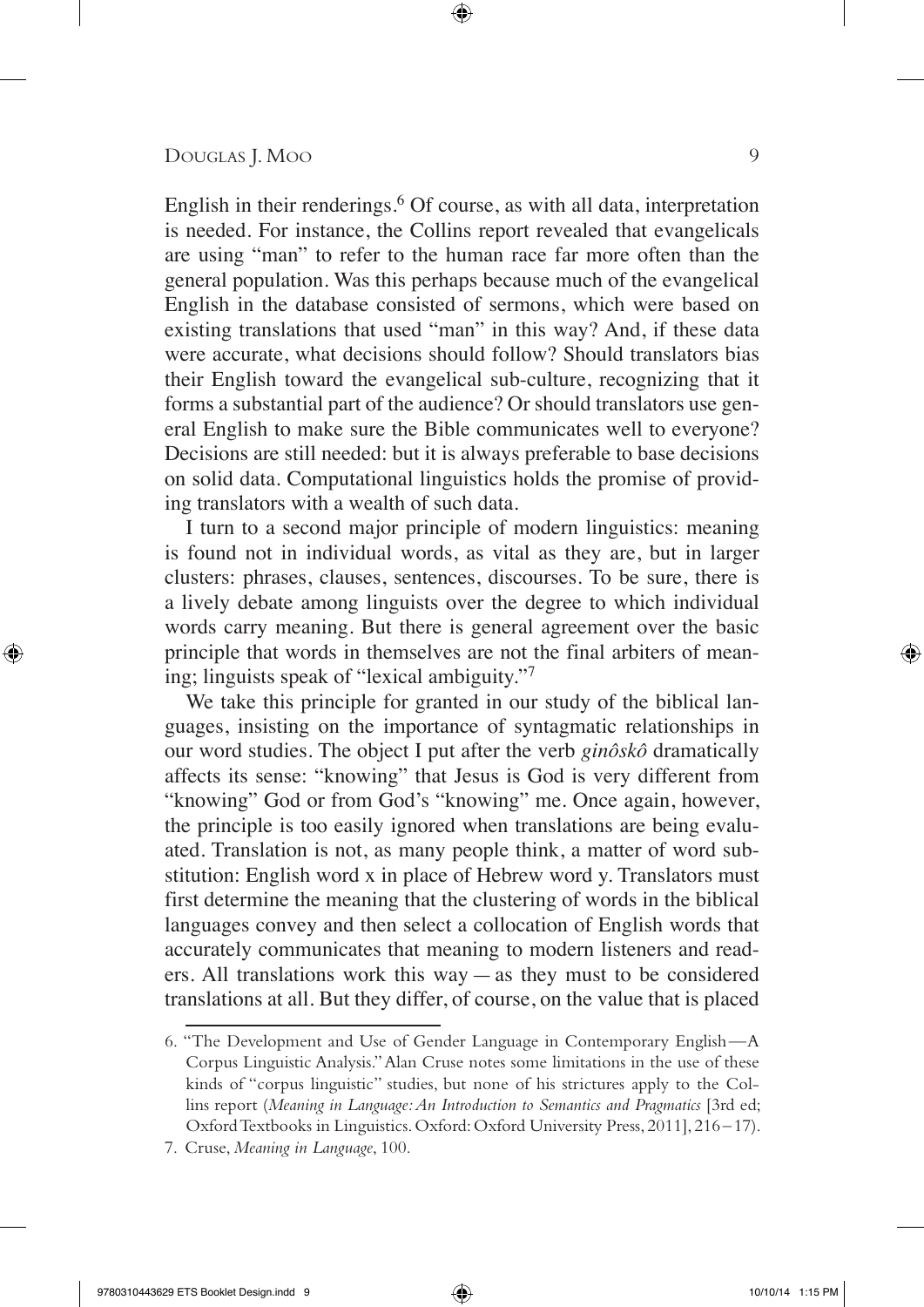English in their renderings.[6] Of course, as with all data, interpretation is needed. For instance, the Collins report revealed that evangelicals are using "man" to refer to the human race far more often than the general population. Was this perhaps because much of the evangelical English in the database consisted of sermons, which were based on existing translations that used "man" in this way? And, if these data were accurate, what decisions should follow? Should translators bias their English toward the evangelical sub-culture, recognizing that it forms a substantial part of the audience? Or should translators use general English to make sure the Bible communicates well to everyone? Decisions are still needed: but it is always preferable to base decisions on solid data. Computational linguistics holds the promise of providing translators with a wealth of such data.

I turn to a second major principle of modern linguistics: meaning is found not in individual words, as vital as they are, but in larger clusters: phrases, clauses, sentences, discourses. To be sure, there is a lively debate among linguists over the degree to which individual words carry meaning. But there is general agreement over the basic principle that words in themselves are not the final arbiters of meaning; linguists speak of "lexical ambiguity."[7]

We take this principle for granted in our study of the biblical languages, insisting on the importance of syntagmatic relationships in our word studies. The object I put after the verb *ginôskô* dramatically affects its sense: "knowing" that Jesus is God is very different from "knowing" God or from God's "knowing" me. Once again, however, the principle is too easily ignored when translations are being evaluated. Translation is not, as many people think, a matter of word substitution: English word x in place of Hebrew word y. Translators must first determine the meaning that the clustering of words in the biblical languages convey and then select a collocation of English words that accurately communicates that meaning to modern listeners and readers. All translations work this way — as they must to be considered translations at all. But they differ, of course, on the value that is placed

---

6. "The Development and Use of Gender Language in Contemporary English — A Corpus Linguistic Analysis." Alan Cruse notes some limitations in the use of these kinds of "corpus linguistic" studies, but none of his strictures apply to the Collins report (*Meaning in Language: An Introduction to Semantics and Pragmatics* [3rd ed; Oxford Textbooks in Linguistics. Oxford: Oxford University Press, 2011], 216–17).

7. Cruse, *Meaning in Language*, 100.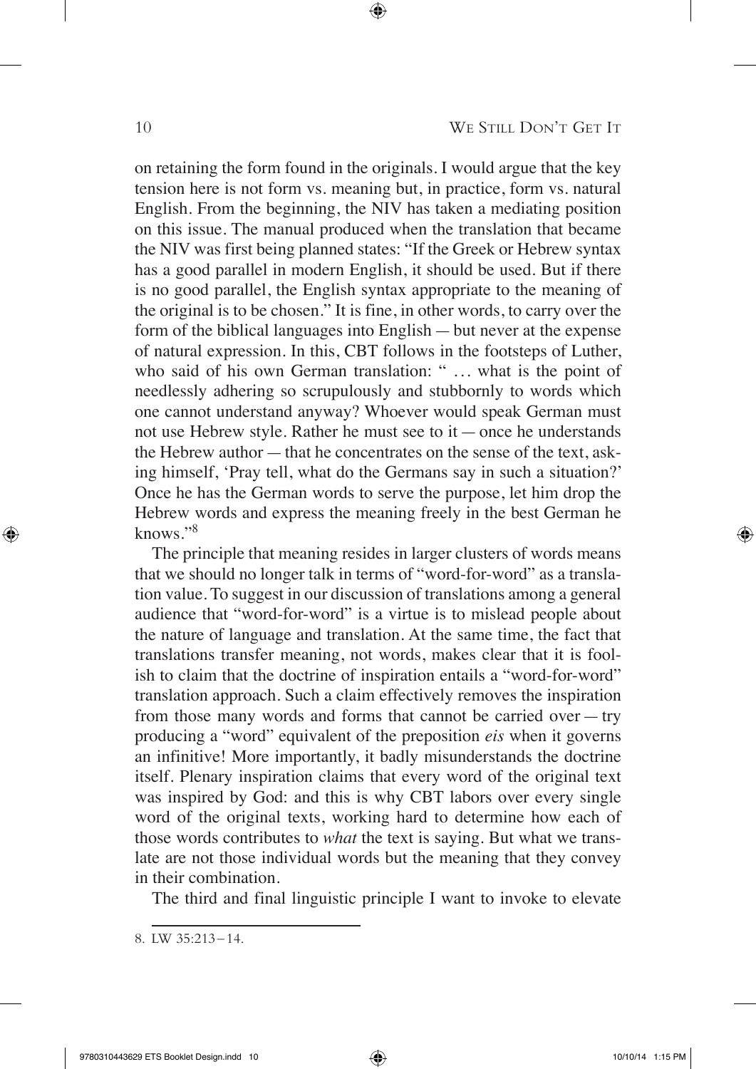on retaining the form found in the originals. I would argue that the key tension here is not form vs. meaning but, in practice, form vs. natural English. From the beginning, the NIV has taken a mediating position on this issue. The manual produced when the translation that became the NIV was first being planned states: "If the Greek or Hebrew syntax has a good parallel in modern English, it should be used. But if there is no good parallel, the English syntax appropriate to the meaning of the original is to be chosen." It is fine, in other words, to carry over the form of the biblical languages into English — but never at the expense of natural expression. In this, CBT follows in the footsteps of Luther, who said of his own German translation: " … what is the point of needlessly adhering so scrupulously and stubbornly to words which one cannot understand anyway? Whoever would speak German must not use Hebrew style. Rather he must see to it — once he understands the Hebrew author — that he concentrates on the sense of the text, asking himself, 'Pray tell, what do the Germans say in such a situation?' Once he has the German words to serve the purpose, let him drop the Hebrew words and express the meaning freely in the best German he knows."[8]

The principle that meaning resides in larger clusters of words means that we should no longer talk in terms of "word-for-word" as a translation value. To suggest in our discussion of translations among a general audience that "word-for-word" is a virtue is to mislead people about the nature of language and translation. At the same time, the fact that translations transfer meaning, not words, makes clear that it is foolish to claim that the doctrine of inspiration entails a "word-for-word" translation approach. Such a claim effectively removes the inspiration from those many words and forms that cannot be carried over — try producing a "word" equivalent of the preposition *eis* when it governs an infinitive! More importantly, it badly misunderstands the doctrine itself. Plenary inspiration claims that every word of the original text was inspired by God: and this is why CBT labors over every single word of the original texts, working hard to determine how each of those words contributes to *what* the text is saying. But what we translate are not those individual words but the meaning that they convey in their combination.

The third and final linguistic principle I want to invoke to elevate

8. LW 35:213–14.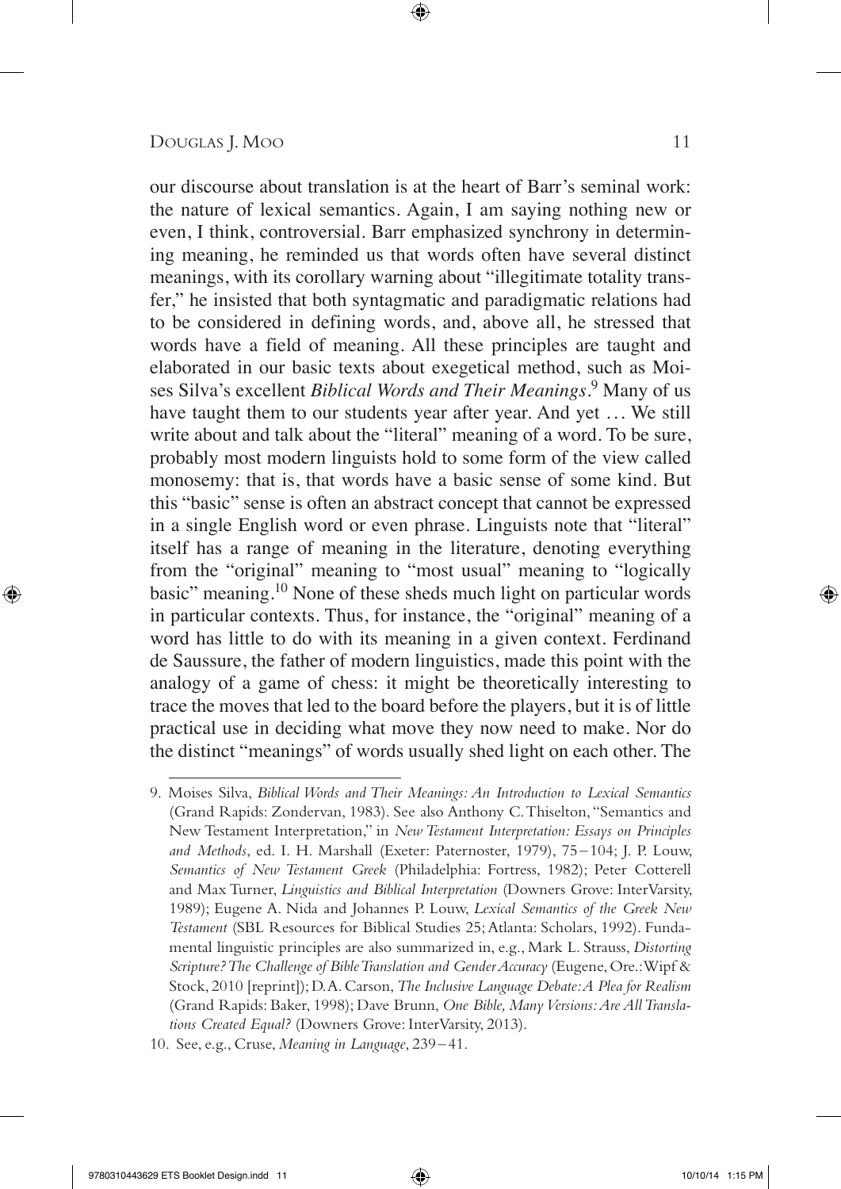our discourse about translation is at the heart of Barr's seminal work: the nature of lexical semantics. Again, I am saying nothing new or even, I think, controversial. Barr emphasized synchrony in determining meaning, he reminded us that words often have several distinct meanings, with its corollary warning about "illegitimate totality transfer," he insisted that both syntagmatic and paradigmatic relations had to be considered in defining words, and, above all, he stressed that words have a field of meaning. All these principles are taught and elaborated in our basic texts about exegetical method, such as Moises Silva's excellent *Biblical Words and Their Meanings*.[9] Many of us have taught them to our students year after year. And yet … We still write about and talk about the "literal" meaning of a word. To be sure, probably most modern linguists hold to some form of the view called monosemy: that is, that words have a basic sense of some kind. But this "basic" sense is often an abstract concept that cannot be expressed in a single English word or even phrase. Linguists note that "literal" itself has a range of meaning in the literature, denoting everything from the "original" meaning to "most usual" meaning to "logically basic" meaning.[10] None of these sheds much light on particular words in particular contexts. Thus, for instance, the "original" meaning of a word has little to do with its meaning in a given context. Ferdinand de Saussure, the father of modern linguistics, made this point with the analogy of a game of chess: it might be theoretically interesting to trace the moves that led to the board before the players, but it is of little practical use in deciding what move they now need to make. Nor do the distinct "meanings" of words usually shed light on each other. The

---

9. Moises Silva, *Biblical Words and Their Meanings: An Introduction to Lexical Semantics* (Grand Rapids: Zondervan, 1983). See also Anthony C. Thiselton, "Semantics and New Testament Interpretation," in *New Testament Interpretation: Essays on Principles and Methods*, ed. I. H. Marshall (Exeter: Paternoster, 1979), 75–104; J. P. Louw, *Semantics of New Testament Greek* (Philadelphia: Fortress, 1982); Peter Cotterell and Max Turner, *Linguistics and Biblical Interpretation* (Downers Grove: InterVarsity, 1989); Eugene A. Nida and Johannes P. Louw, *Lexical Semantics of the Greek New Testament* (SBL Resources for Biblical Studies 25; Atlanta: Scholars, 1992). Fundamental linguistic principles are also summarized in, e.g., Mark L. Strauss, *Distorting Scripture? The Challenge of Bible Translation and Gender Accuracy* (Eugene, Ore.: Wipf & Stock, 2010 [reprint]); D. A. Carson, *The Inclusive Language Debate: A Plea for Realism* (Grand Rapids: Baker, 1998); Dave Brunn, *One Bible, Many Versions: Are All Translations Created Equal?* (Downers Grove: InterVarsity, 2013).

10. See, e.g., Cruse, *Meaning in Language*, 239–41.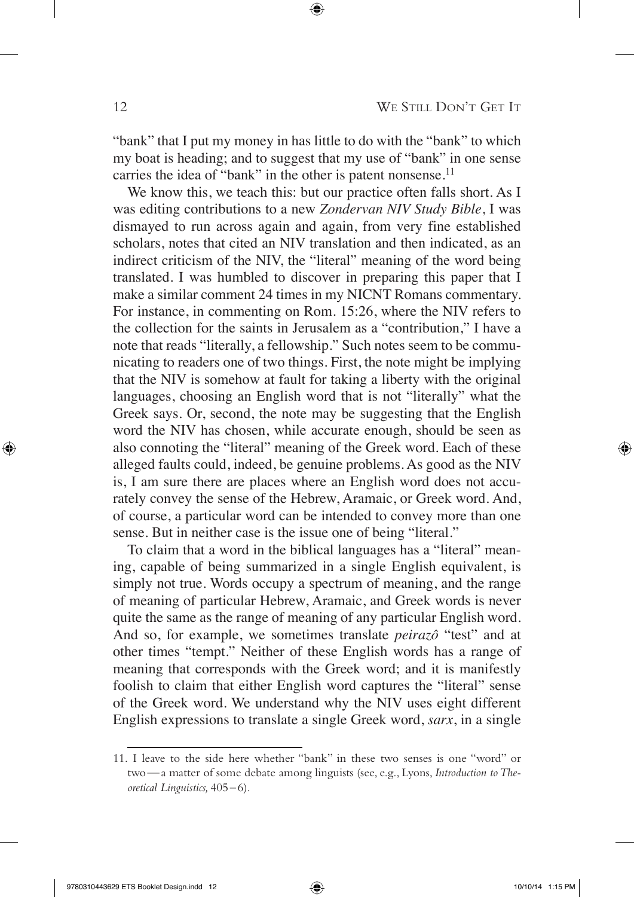"bank" that I put my money in has little to do with the "bank" to which my boat is heading; and to suggest that my use of "bank" in one sense carries the idea of "bank" in the other is patent nonsense.[11]

We know this, we teach this: but our practice often falls short. As I was editing contributions to a new *Zondervan NIV Study Bible*, I was dismayed to run across again and again, from very fine established scholars, notes that cited an NIV translation and then indicated, as an indirect criticism of the NIV, the "literal" meaning of the word being translated. I was humbled to discover in preparing this paper that I make a similar comment 24 times in my NICNT Romans commentary. For instance, in commenting on Rom. 15:26, where the NIV refers to the collection for the saints in Jerusalem as a "contribution," I have a note that reads "literally, a fellowship." Such notes seem to be communicating to readers one of two things. First, the note might be implying that the NIV is somehow at fault for taking a liberty with the original languages, choosing an English word that is not "literally" what the Greek says. Or, second, the note may be suggesting that the English word the NIV has chosen, while accurate enough, should be seen as also connoting the "literal" meaning of the Greek word. Each of these alleged faults could, indeed, be genuine problems. As good as the NIV is, I am sure there are places where an English word does not accurately convey the sense of the Hebrew, Aramaic, or Greek word. And, of course, a particular word can be intended to convey more than one sense. But in neither case is the issue one of being "literal."

To claim that a word in the biblical languages has a "literal" meaning, capable of being summarized in a single English equivalent, is simply not true. Words occupy a spectrum of meaning, and the range of meaning of particular Hebrew, Aramaic, and Greek words is never quite the same as the range of meaning of any particular English word. And so, for example, we sometimes translate *peirazô* "test" and at other times "tempt." Neither of these English words has a range of meaning that corresponds with the Greek word; and it is manifestly foolish to claim that either English word captures the "literal" sense of the Greek word. We understand why the NIV uses eight different English expressions to translate a single Greek word, *sarx*, in a single

---

11. I leave to the side here whether "bank" in these two senses is one "word" or two — a matter of some debate among linguists (see, e.g., Lyons, *Introduction to Theoretical Linguistics,* 405 – 6).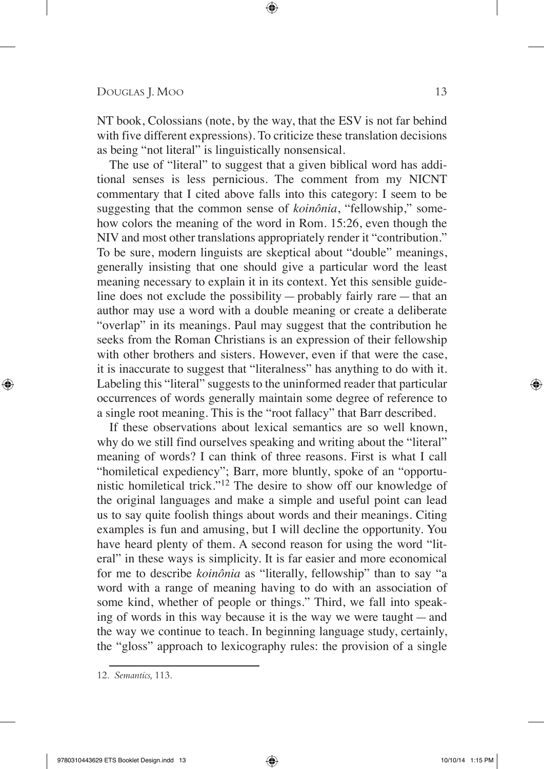NT book, Colossians (note, by the way, that the ESV is not far behind with five different expressions). To criticize these translation decisions as being "not literal" is linguistically nonsensical.

The use of "literal" to suggest that a given biblical word has additional senses is less pernicious. The comment from my NICNT commentary that I cited above falls into this category: I seem to be suggesting that the common sense of *koinônia*, "fellowship," somehow colors the meaning of the word in Rom. 15:26, even though the NIV and most other translations appropriately render it "contribution." To be sure, modern linguists are skeptical about "double" meanings, generally insisting that one should give a particular word the least meaning necessary to explain it in its context. Yet this sensible guideline does not exclude the possibility — probably fairly rare — that an author may use a word with a double meaning or create a deliberate "overlap" in its meanings. Paul may suggest that the contribution he seeks from the Roman Christians is an expression of their fellowship with other brothers and sisters. However, even if that were the case, it is inaccurate to suggest that "literalness" has anything to do with it. Labeling this "literal" suggests to the uninformed reader that particular occurrences of words generally maintain some degree of reference to a single root meaning. This is the "root fallacy" that Barr described.

If these observations about lexical semantics are so well known, why do we still find ourselves speaking and writing about the "literal" meaning of words? I can think of three reasons. First is what I call "homiletical expediency"; Barr, more bluntly, spoke of an "opportunistic homiletical trick."[12] The desire to show off our knowledge of the original languages and make a simple and useful point can lead us to say quite foolish things about words and their meanings. Citing examples is fun and amusing, but I will decline the opportunity. You have heard plenty of them. A second reason for using the word "literal" in these ways is simplicity. It is far easier and more economical for me to describe *koinônia* as "literally, fellowship" than to say "a word with a range of meaning having to do with an association of some kind, whether of people or things." Third, we fall into speaking of words in this way because it is the way we were taught — and the way we continue to teach. In beginning language study, certainly, the "gloss" approach to lexicography rules: the provision of a single

12. *Semantics,* 113.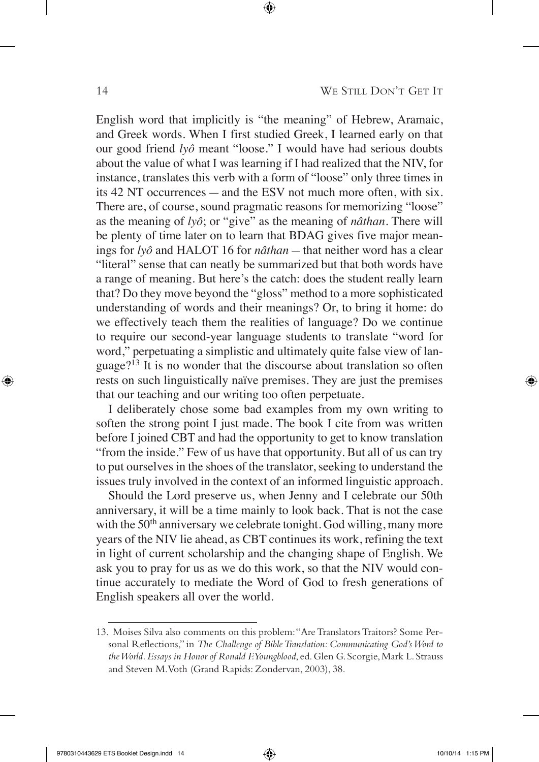English word that implicitly is "the meaning" of Hebrew, Aramaic, and Greek words. When I first studied Greek, I learned early on that our good friend *lyô* meant "loose." I would have had serious doubts about the value of what I was learning if I had realized that the NIV, for instance, translates this verb with a form of "loose" only three times in its 42 NT occurrences — and the ESV not much more often, with six. There are, of course, sound pragmatic reasons for memorizing "loose" as the meaning of *lyô*; or "give" as the meaning of *nâthan*. There will be plenty of time later on to learn that BDAG gives five major meanings for *lyô* and HALOT 16 for *nâthan* — that neither word has a clear "literal" sense that can neatly be summarized but that both words have a range of meaning. But here's the catch: does the student really learn that? Do they move beyond the "gloss" method to a more sophisticated understanding of words and their meanings? Or, to bring it home: do we effectively teach them the realities of language? Do we continue to require our second-year language students to translate "word for word," perpetuating a simplistic and ultimately quite false view of language?[13] It is no wonder that the discourse about translation so often rests on such linguistically naïve premises. They are just the premises that our teaching and our writing too often perpetuate.

I deliberately chose some bad examples from my own writing to soften the strong point I just made. The book I cite from was written before I joined CBT and had the opportunity to get to know translation "from the inside." Few of us have that opportunity. But all of us can try to put ourselves in the shoes of the translator, seeking to understand the issues truly involved in the context of an informed linguistic approach.

Should the Lord preserve us, when Jenny and I celebrate our 50th anniversary, it will be a time mainly to look back. That is not the case with the 50th anniversary we celebrate tonight. God willing, many more years of the NIV lie ahead, as CBT continues its work, refining the text in light of current scholarship and the changing shape of English. We ask you to pray for us as we do this work, so that the NIV would continue accurately to mediate the Word of God to fresh generations of English speakers all over the world.

---

13. Moises Silva also comments on this problem: "Are Translators Traitors? Some Personal Reflections," in *The Challenge of Bible Translation: Communicating God's Word to the World. Essays in Honor of Ronald F. Youngblood*, ed. Glen G. Scorgie, Mark L. Strauss and Steven M. Voth (Grand Rapids: Zondervan, 2003), 38.